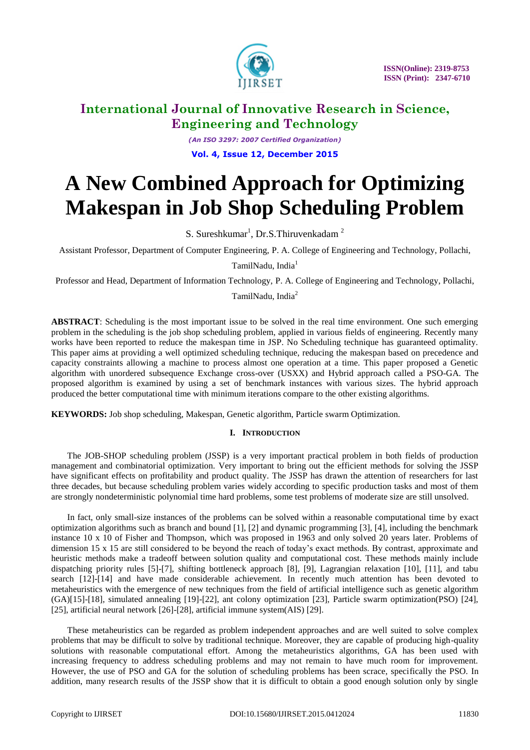# International Journal of Innovative Research in Science, Engineering and Technology

*(An ISO 3297: 2007 Certified Organization)*

**Vol. 4, Issue 12, December 2015**

# A New Combined Approach for Optimizing Makespan in Job Shop Scheduling Problem

S. Sureshkumar[1], Dr.S.Thiruvenkadam [2]

Assistant Professor, Department of Computer Engineering, P. A. College of Engineering and Technology, Pollachi, TamilNadu, India[1]

Professor and Head, Department of Information Technology, P. A. College of Engineering and Technology, Pollachi, TamilNadu, India[2]

**ABSTRACT**: Scheduling is the most important issue to be solved in the real time environment. One such emerging problem in the scheduling is the job shop scheduling problem, applied in various fields of engineering. Recently many works have been reported to reduce the makespan time in JSP. No Scheduling technique has guaranteed optimality. This paper aims at providing a well optimized scheduling technique, reducing the makespan based on precedence and capacity constraints allowing a machine to process almost one operation at a time. This paper proposed a Genetic algorithm with unordered subsequence Exchange cross-over (USXX) and Hybrid approach called a PSO-GA. The proposed algorithm is examined by using a set of benchmark instances with various sizes. The hybrid approach produced the better computational time with minimum iterations compare to the other existing algorithms.

**KEYWORDS:** Job shop scheduling, Makespan, Genetic algorithm, Particle swarm Optimization.

## I. Introduction

The JOB-SHOP scheduling problem (JSSP) is a very important practical problem in both fields of production management and combinatorial optimization. Very important to bring out the efficient methods for solving the JSSP have significant effects on profitability and product quality. The JSSP has drawn the attention of researchers for last three decades, but because scheduling problem varies widely according to specific production tasks and most of them are strongly nondeterministic polynomial time hard problems, some test problems of moderate size are still unsolved.

In fact, only small-size instances of the problems can be solved within a reasonable computational time by exact optimization algorithms such as branch and bound [1], [2] and dynamic programming [3], [4], including the benchmark instance 10 x 10 of Fisher and Thompson, which was proposed in 1963 and only solved 20 years later. Problems of dimension 15 x 15 are still considered to be beyond the reach of today's exact methods. By contrast, approximate and heuristic methods make a tradeoff between solution quality and computational cost. These methods mainly include dispatching priority rules [5]-[7], shifting bottleneck approach [8], [9], Lagrangian relaxation [10], [11], and tabu search [12]-[14] and have made considerable achievement. In recently much attention has been devoted to metaheuristics with the emergence of new techniques from the field of artificial intelligence such as genetic algorithm (GA)[15]-[18], simulated annealing [19]-[22], ant colony optimization [23], Particle swarm optimization(PSO) [24], [25], artificial neural network [26]-[28], artificial immune system(AIS) [29].

These metaheuristics can be regarded as problem independent approaches and are well suited to solve complex problems that may be difficult to solve by traditional technique. Moreover, they are capable of producing high-quality solutions with reasonable computational effort. Among the metaheuristics algorithms, GA has been used with increasing frequency to address scheduling problems and may not remain to have much room for improvement. However, the use of PSO and GA for the solution of scheduling problems has been scrace, specifically the PSO. In addition, many research results of the JSSP show that it is difficult to obtain a good enough solution only by single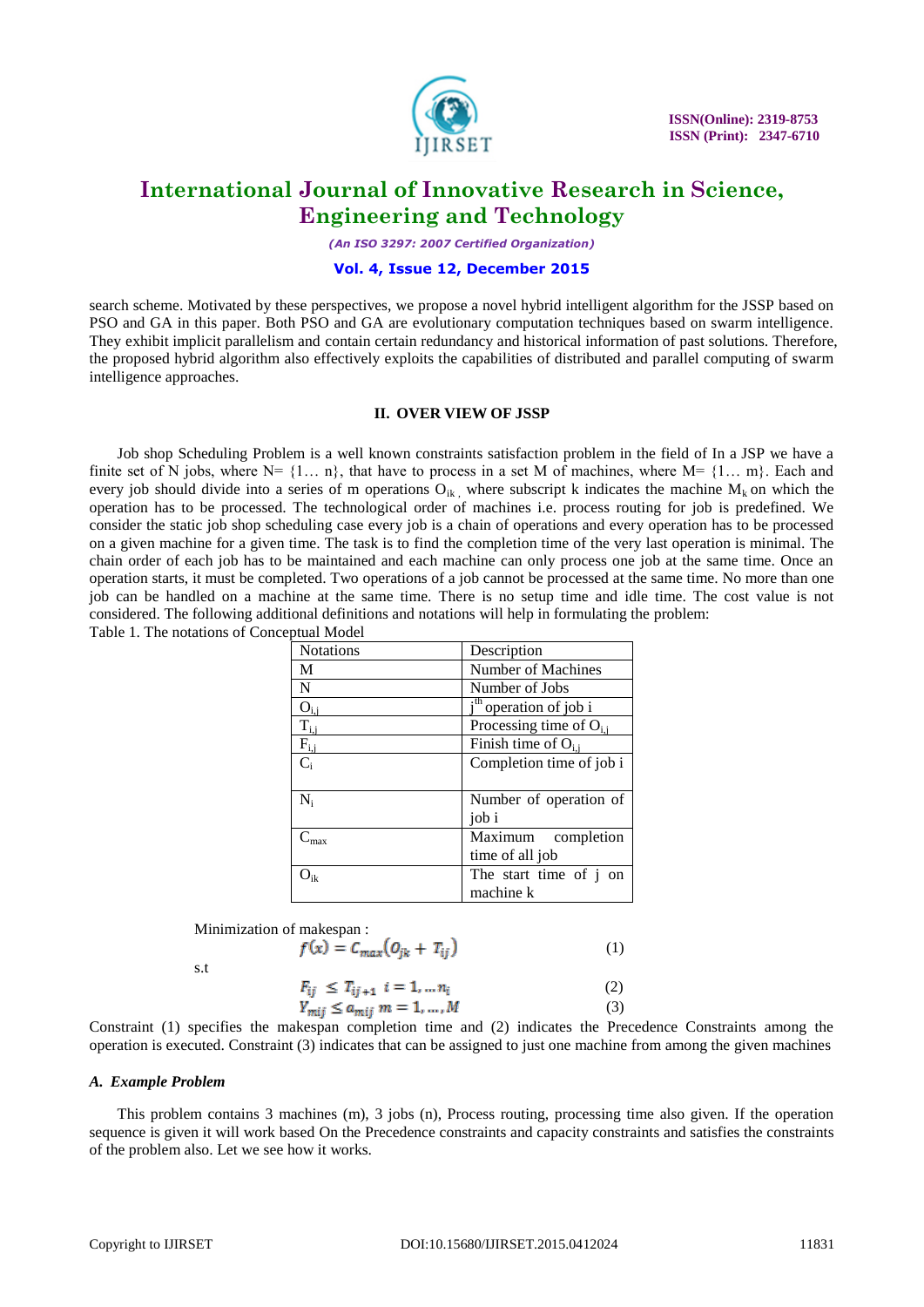search scheme. Motivated by these perspectives, we propose a novel hybrid intelligent algorithm for the JSSP based on PSO and GA in this paper. Both PSO and GA are evolutionary computation techniques based on swarm intelligence. They exhibit implicit parallelism and contain certain redundancy and historical information of past solutions. Therefore, the proposed hybrid algorithm also effectively exploits the capabilities of distributed and parallel computing of swarm intelligence approaches.

## II. OVER VIEW OF JSSP

Job shop Scheduling Problem is a well known constraints satisfaction problem in the field of In a JSP we have a finite set of N jobs, where N= {1… n}, that have to process in a set M of machines, where M= {1… m}. Each and every job should divide into a series of m operations $O_{ik}$ , where subscript k indicates the machine $M_k$ on which the operation has to be processed. The technological order of machines i.e. process routing for job is predefined. We consider the static job shop scheduling case every job is a chain of operations and every operation has to be processed on a given machine for a given time. The task is to find the completion time of the very last operation is minimal. The chain order of each job has to be maintained and each machine can only process one job at the same time. Once an operation starts, it must be completed. Two operations of a job cannot be processed at the same time. No more than one job can be handled on a machine at the same time. There is no setup time and idle time. The cost value is not considered. The following additional definitions and notations will help in formulating the problem:

Table 1. The notations of Conceptual Model

| Notations | Description |
|---|---|
| M | Number of Machines |
| N | Number of Jobs |
| $O_{i,j}$ | $j^{th}$ operation of job i |
| $T_{i,j}$ | Processing time of $O_{i,j}$ |
| $F_{i,j}$ | Finish time of $O_{i,j}$ |
| $C_i$ | Completion time of job i |
| $N_i$ | Number of operation of job i |
| $C_{max}$ | Maximum completion time of all job |
| $O_{ik}$ | The start time of j on machine k |

Minimization of makespan :

$$f(x) = C_{max}(O_{jk} + T_{ij}) \tag{1}$$

s.t

$$F_{ij} \leq T_{ij+1} \quad i = 1, \ldots n_i \tag{2}$$

$$Y_{mij} \leq a_{mij} \quad m = 1, \ldots, M \tag{3}$$

Constraint (1) specifies the makespan completion time and (2) indicates the Precedence Constraints among the operation is executed. Constraint (3) indicates that can be assigned to just one machine from among the given machines

### A. *Example Problem*

This problem contains 3 machines (m), 3 jobs (n), Process routing, processing time also given. If the operation sequence is given it will work based On the Precedence constraints and capacity constraints and satisfies the constraints of the problem also. Let we see how it works.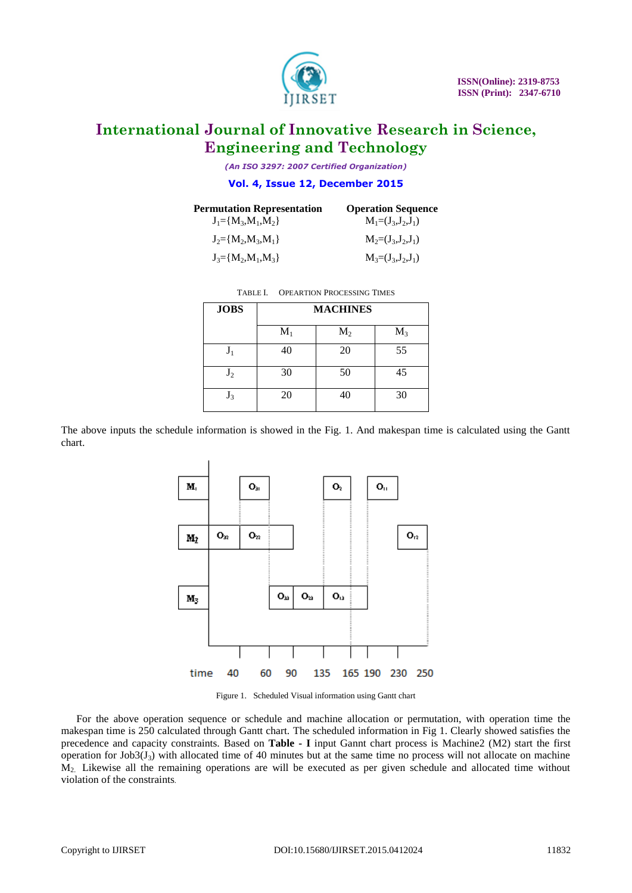| Permutation Representation | Operation Sequence |
|---|---|
| $J_1=\{M_3,M_1,M_2\}$ | $M_1=(J_3,J_2,J_1)$ |
| $J_2=\{M_2,M_3,M_1\}$ | $M_2=(J_3,J_2,J_1)$ |
| $J_3=\{M_2,M_1,M_3\}$ | $M_3=(J_3,J_2,J_1)$ |

TABLE I. OPEARTION PROCESSING TIMES

| JOBS | MACHINES | | |
|---|---|---|---|
| | $M_1$ | $M_2$ | $M_3$ |
| $J_1$ | 40 | 20 | 55 |
| $J_2$ | 30 | 50 | 45 |
| $J_3$ | 20 | 40 | 30 |

The above inputs the schedule information is showed in the Fig. 1. And makespan time is calculated using the Gantt chart.

Figure 1. Scheduled Visual information using Gantt chart

For the above operation sequence or schedule and machine allocation or permutation, with operation time the makespan time is 250 calculated through Gantt chart. The scheduled information in Fig 1. Clearly showed satisfies the precedence and capacity constraints. Based on **Table - I** input Gannt chart process is Machine2 (M2) start the first operation for Job3($J_3$) with allocated time of 40 minutes but at the same time no process will not allocate on machine $M_2$. Likewise all the remaining operations are will be executed as per given schedule and allocated time without violation of the constraints.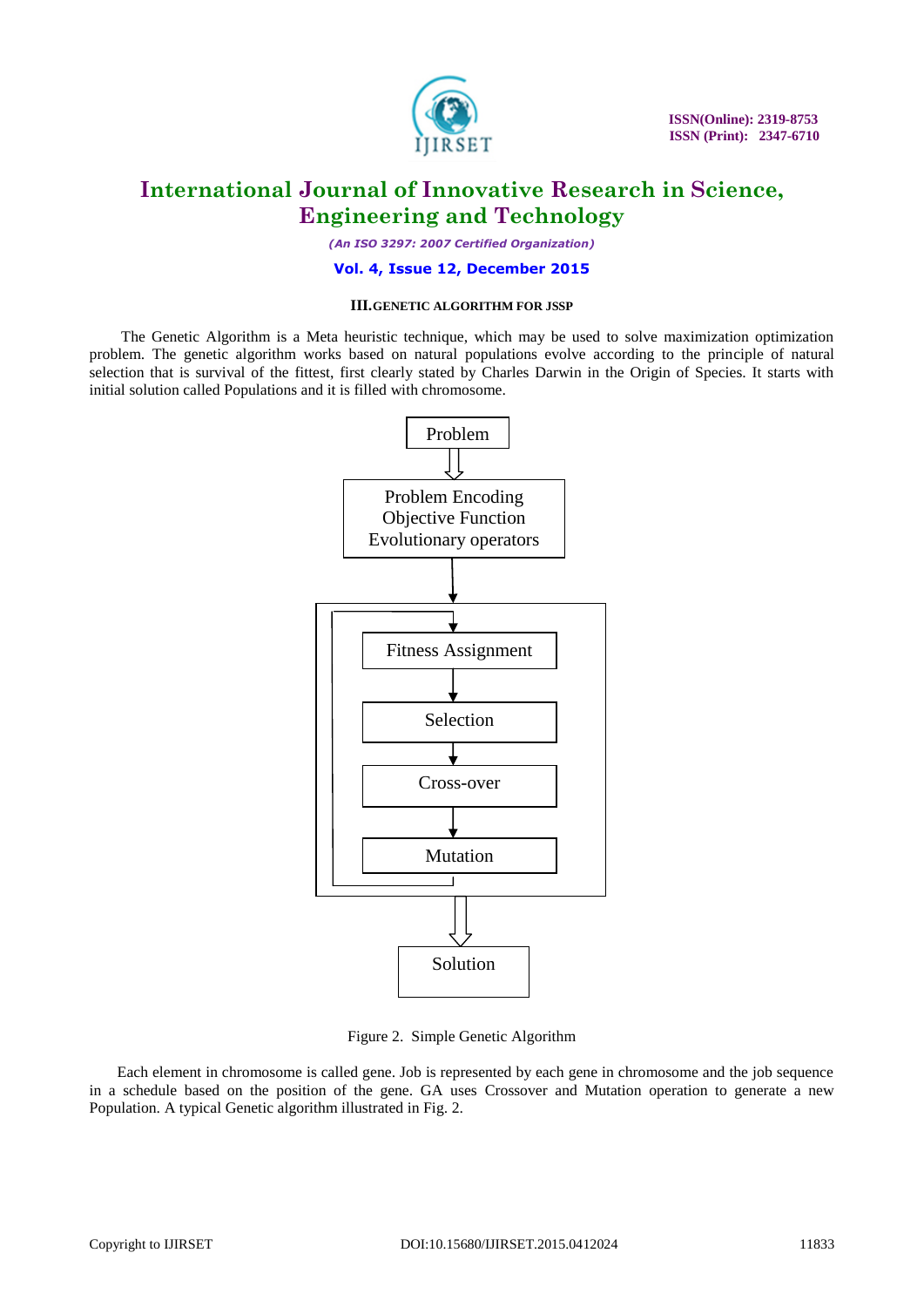### III. GENETIC ALGORITHM FOR JSSP

The Genetic Algorithm is a Meta heuristic technique, which may be used to solve maximization optimization problem. The genetic algorithm works based on natural populations evolve according to the principle of natural selection that is survival of the fittest, first clearly stated by Charles Darwin in the Origin of Species. It starts with initial solution called Populations and it is filled with chromosome.

Problem

Problem Encoding
Objective Function
Evolutionary operators

Fitness Assignment

Selection

Cross-over

Mutation

Solution

Figure 2. Simple Genetic Algorithm

Each element in chromosome is called gene. Job is represented by each gene in chromosome and the job sequence in a schedule based on the position of the gene. GA uses Crossover and Mutation operation to generate a new Population. A typical Genetic algorithm illustrated in Fig. 2.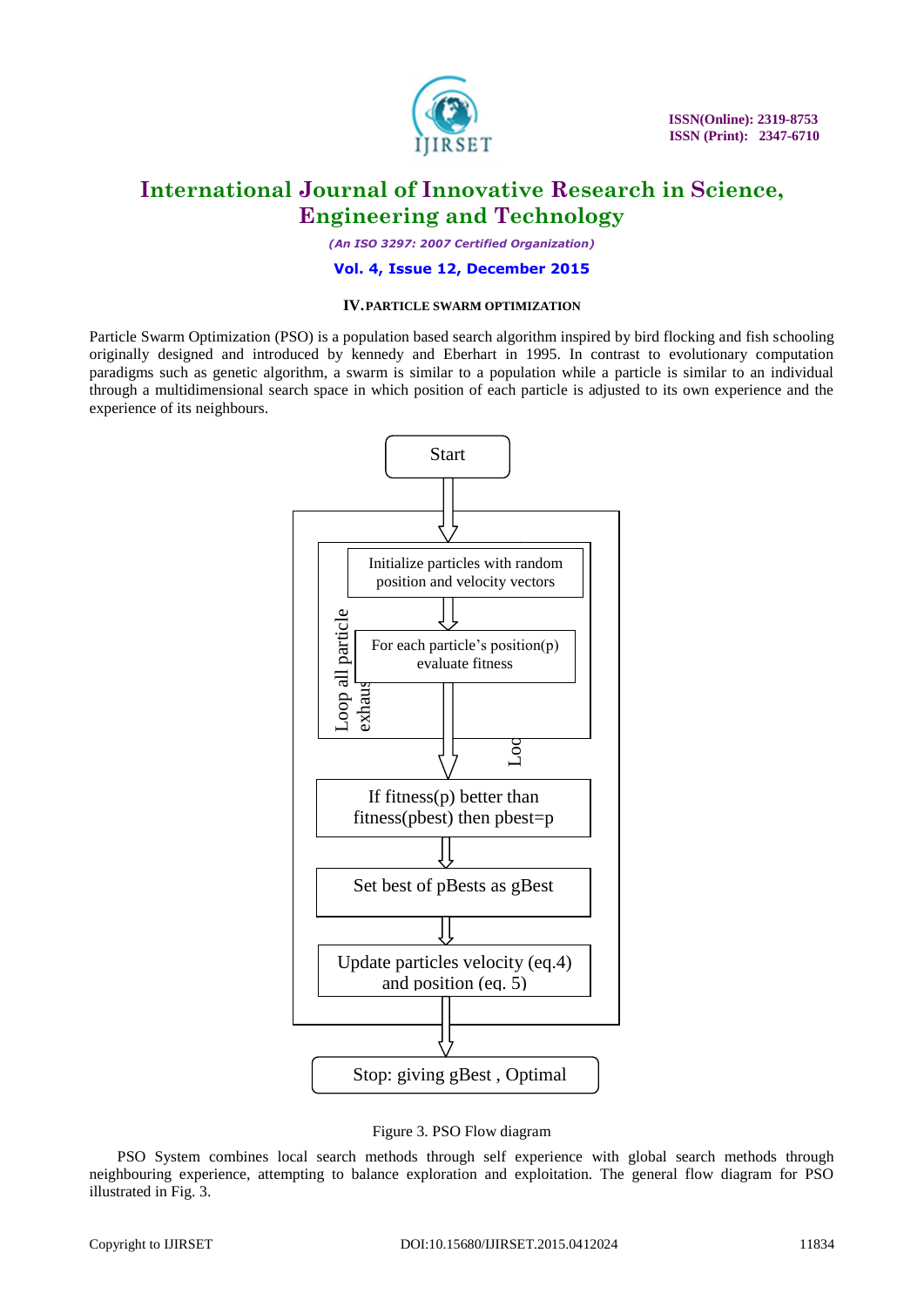## IV. PARTICLE SWARM OPTIMIZATION

Particle Swarm Optimization (PSO) is a population based search algorithm inspired by bird flocking and fish schooling originally designed and introduced by kennedy and Eberhart in 1995. In contrast to evolutionary computation paradigms such as genetic algorithm, a swarm is similar to a population while a particle is similar to an individual through a multidimensional search space in which position of each particle is adjusted to its own experience and the experience of its neighbours.

Start

Initialize particles with random position and velocity vectors

For each particle's position(p) evaluate fitness

Loop all particle exhaus

Loo

If fitness(p) better than fitness(pbest) then pbest=p

Set best of pBests as gBest

Update particles velocity (eq.4) and position (eq. 5)

Stop: giving gBest , Optimal

Figure 3. PSO Flow diagram

PSO System combines local search methods through self experience with global search methods through neighbouring experience, attempting to balance exploration and exploitation. The general flow diagram for PSO illustrated in Fig. 3.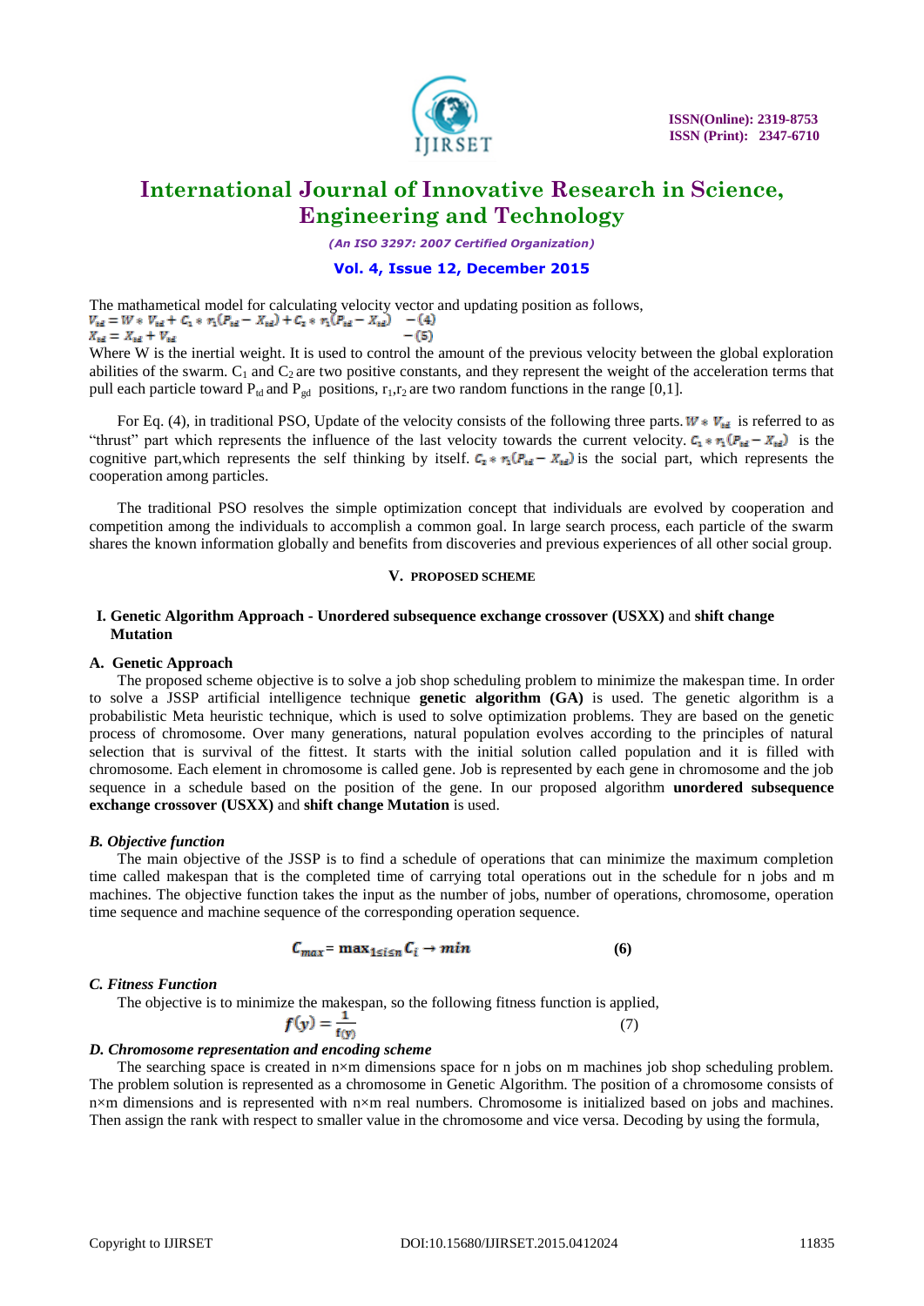The mathematical model for calculating velocity vector and updating position as follows,

$$V_{id} = W * V_{id} + C_1 * r_1(P_{id} - X_{id}) + C_2 * r_1(P_{gd} - X_{id}) \quad -(4)$$

$$X_{id} = X_{id} + V_{id} \quad -(5)$$

Where W is the inertial weight. It is used to control the amount of the previous velocity between the global exploration abilities of the swarm. $C_1$ and $C_2$ are two positive constants, and they represent the weight of the acceleration terms that pull each particle toward $P_{td}$ and $P_{gd}$ positions, $r_1$,$r_2$ are two random functions in the range [0,1].

For Eq. (4), in traditional PSO, Update of the velocity consists of the following three parts. $W * V_{id}$ is referred to as "thrust" part which represents the influence of the last velocity towards the current velocity. $C_1 * r_1(P_{id} - X_{id})$ is the cognitive part,which represents the self thinking by itself. $C_2 * r_1(P_{id} - X_{id})$ is the social part, which represents the cooperation among particles.

The traditional PSO resolves the simple optimization concept that individuals are evolved by cooperation and competition among the individuals to accomplish a common goal. In large search process, each particle of the swarm shares the known information globally and benefits from discoveries and previous experiences of all other social group.

## V. PROPOSED SCHEME

### I. Genetic Algorithm Approach - Unordered subsequence exchange crossover (USXX) and shift change Mutation

#### A. Genetic Approach

The proposed scheme objective is to solve a job shop scheduling problem to minimize the makespan time. In order to solve a JSSP artificial intelligence technique **genetic algorithm (GA)** is used. The genetic algorithm is a probabilistic Meta heuristic technique, which is used to solve optimization problems. They are based on the genetic process of chromosome. Over many generations, natural population evolves according to the principles of natural selection that is survival of the fittest. It starts with the initial solution called population and it is filled with chromosome. Each element in chromosome is called gene. Job is represented by each gene in chromosome and the job sequence in a schedule based on the position of the gene. In our proposed algorithm **unordered subsequence exchange crossover (USXX)** and **shift change Mutation** is used.

#### *B. Objective function*

The main objective of the JSSP is to find a schedule of operations that can minimize the maximum completion time called makespan that is the completed time of carrying total operations out in the schedule for n jobs and m machines. The objective function takes the input as the number of jobs, number of operations, chromosome, operation time sequence and machine sequence of the corresponding operation sequence.

$$C_{max} = \max_{1 \le i \le n} C_i \rightarrow min \qquad \textbf{(6)}$$

#### *C. Fitness Function*

The objective is to minimize the makespan, so the following fitness function is applied,

$$f(y) = \frac{1}{f(y)} \qquad (7)$$

#### *D. Chromosome representation and encoding scheme*

The searching space is created in n×m dimensions space for n jobs on m machines job shop scheduling problem. The problem solution is represented as a chromosome in Genetic Algorithm. The position of a chromosome consists of n×m dimensions and is represented with n×m real numbers. Chromosome is initialized based on jobs and machines. Then assign the rank with respect to smaller value in the chromosome and vice versa. Decoding by using the formula,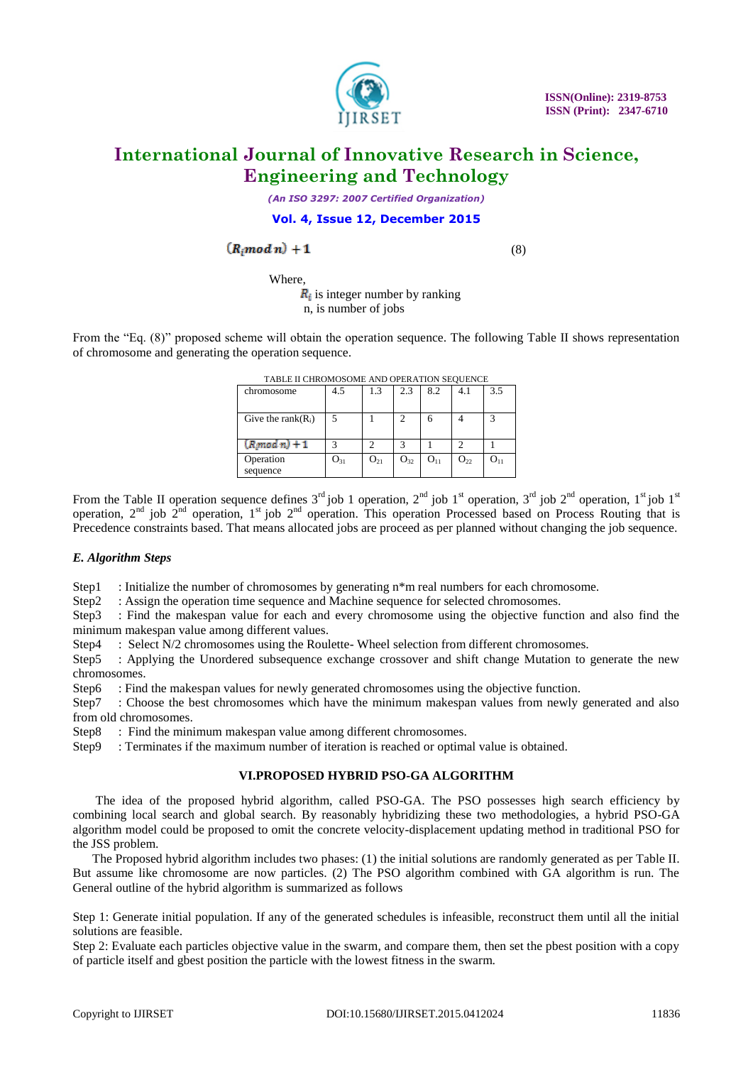$$(R_i \bmod n) + 1 \tag{8}$$

Where,

$R_i$ is integer number by ranking

n, is number of jobs

From the "Eq. (8)" proposed scheme will obtain the operation sequence. The following Table II shows representation of chromosome and generating the operation sequence.

TABLE II CHROMOSOME AND OPERATION SEQUENCE

| chromosome | 4.5 | 1.3 | 2.3 | 8.2 | 4.1 | 3.5 |
|---|---|---|---|---|---|---|
| Give the rank($R_i$) | 5 | 1 | 2 | 6 | 4 | 3 |
| $(R_i \bmod n) + 1$ | 3 | 2 | 3 | 1 | 2 | 1 |
| Operation sequence | $O_{31}$ | $O_{21}$ | $O_{32}$ | $O_{11}$ | $O_{22}$ | $O_{11}$ |

From the Table II operation sequence defines 3rd job 1 operation, 2nd job 1st operation, 3rd job 2nd operation, 1st job 1st operation, 2nd job 2nd operation, 1st job 2nd operation. This operation Processed based on Process Routing that is Precedence constraints based. That means allocated jobs are proceed as per planned without changing the job sequence.

### *E. Algorithm Steps*

Step1 : Initialize the number of chromosomes by generating n*m real numbers for each chromosome.

Step2 : Assign the operation time sequence and Machine sequence for selected chromosomes.

Step3 : Find the makespan value for each and every chromosome using the objective function and also find the minimum makespan value among different values.

Step4 : Select N/2 chromosomes using the Roulette- Wheel selection from different chromosomes.

Step5 : Applying the Unordered subsequence exchange crossover and shift change Mutation to generate the new chromosomes.

Step6 : Find the makespan values for newly generated chromosomes using the objective function.

Step7 : Choose the best chromosomes which have the minimum makespan values from newly generated and also from old chromosomes.

Step8 : Find the minimum makespan value among different chromosomes.

Step9 : Terminates if the maximum number of iteration is reached or optimal value is obtained.

## VI.PROPOSED HYBRID PSO-GA ALGORITHM

The idea of the proposed hybrid algorithm, called PSO-GA. The PSO possesses high search efficiency by combining local search and global search. By reasonably hybridizing these two methodologies, a hybrid PSO-GA algorithm model could be proposed to omit the concrete velocity-displacement updating method in traditional PSO for the JSS problem.

The Proposed hybrid algorithm includes two phases: (1) the initial solutions are randomly generated as per Table II. But assume like chromosome are now particles. (2) The PSO algorithm combined with GA algorithm is run. The General outline of the hybrid algorithm is summarized as follows

Step 1: Generate initial population. If any of the generated schedules is infeasible, reconstruct them until all the initial solutions are feasible.

Step 2: Evaluate each particles objective value in the swarm, and compare them, then set the pbest position with a copy of particle itself and gbest position the particle with the lowest fitness in the swarm.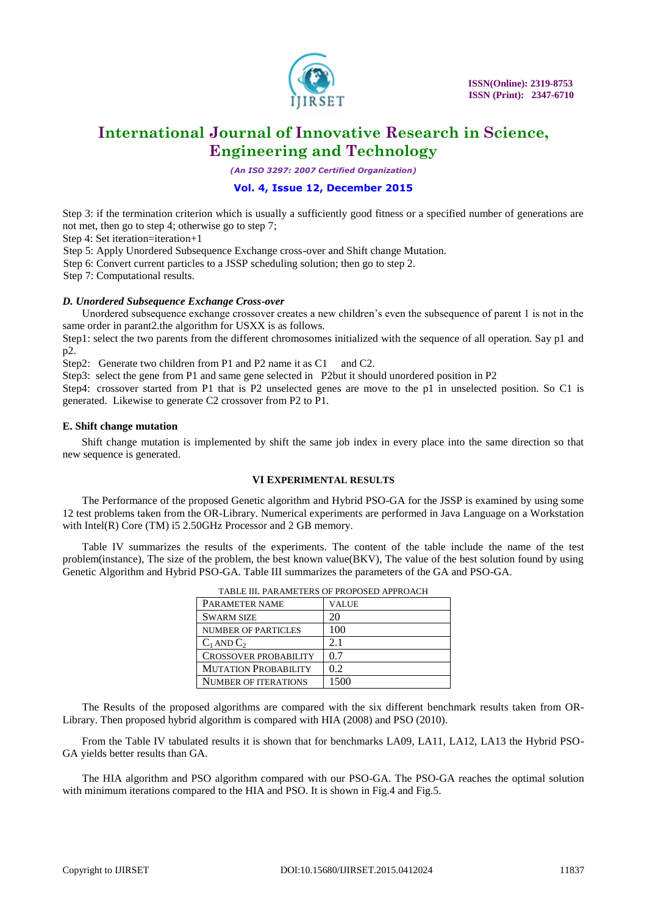Step 3: if the termination criterion which is usually a sufficiently good fitness or a specified number of generations are not met, then go to step 4; otherwise go to step 7;

Step 4: Set iteration=iteration+1

Step 5: Apply Unordered Subsequence Exchange cross-over and Shift change Mutation.

Step 6: Convert current particles to a JSSP scheduling solution; then go to step 2.

Step 7: Computational results.

### *D. Unordered Subsequence Exchange Cross-over*

Unordered subsequence exchange crossover creates a new children's even the subsequence of parent 1 is not in the same order in parant2.the algorithm for USXX is as follows.

Step1: select the two parents from the different chromosomes initialized with the sequence of all operation. Say p1 and p2.

Step2: Generate two children from P1 and P2 name it as C1 and C2.

Step3: select the gene from P1 and same gene selected in P2but it should unordered position in P2

Step4: crossover started from P1 that is P2 unselected genes are move to the p1 in unselected position. So C1 is generated. Likewise to generate C2 crossover from P2 to P1.

### E. Shift change mutation

Shift change mutation is implemented by shift the same job index in every place into the same direction so that new sequence is generated.

## VI EXPERIMENTAL RESULTS

The Performance of the proposed Genetic algorithm and Hybrid PSO-GA for the JSSP is examined by using some 12 test problems taken from the OR-Library. Numerical experiments are performed in Java Language on a Workstation with Intel(R) Core (TM) i5 2.50GHz Processor and 2 GB memory.

Table IV summarizes the results of the experiments. The content of the table include the name of the test problem(instance), The size of the problem, the best known value(BKV), The value of the best solution found by using Genetic Algorithm and Hybrid PSO-GA. Table III summarizes the parameters of the GA and PSO-GA.

TABLE III. PARAMETERS OF PROPOSED APPROACH

| PARAMETER NAME | VALUE |
|---|---|
| SWARM SIZE | 20 |
| NUMBER OF PARTICLES | 100 |
| $C_1$ AND $C_2$ | 2.1 |
| CROSSOVER PROBABILITY | 0.7 |
| MUTATION PROBABILITY | 0.2 |
| NUMBER OF ITERATIONS | 1500 |

The Results of the proposed algorithms are compared with the six different benchmark results taken from OR-Library. Then proposed hybrid algorithm is compared with HIA (2008) and PSO (2010).

From the Table IV tabulated results it is shown that for benchmarks LA09, LA11, LA12, LA13 the Hybrid PSO-GA yields better results than GA.

The HIA algorithm and PSO algorithm compared with our PSO-GA. The PSO-GA reaches the optimal solution with minimum iterations compared to the HIA and PSO. It is shown in Fig.4 and Fig.5.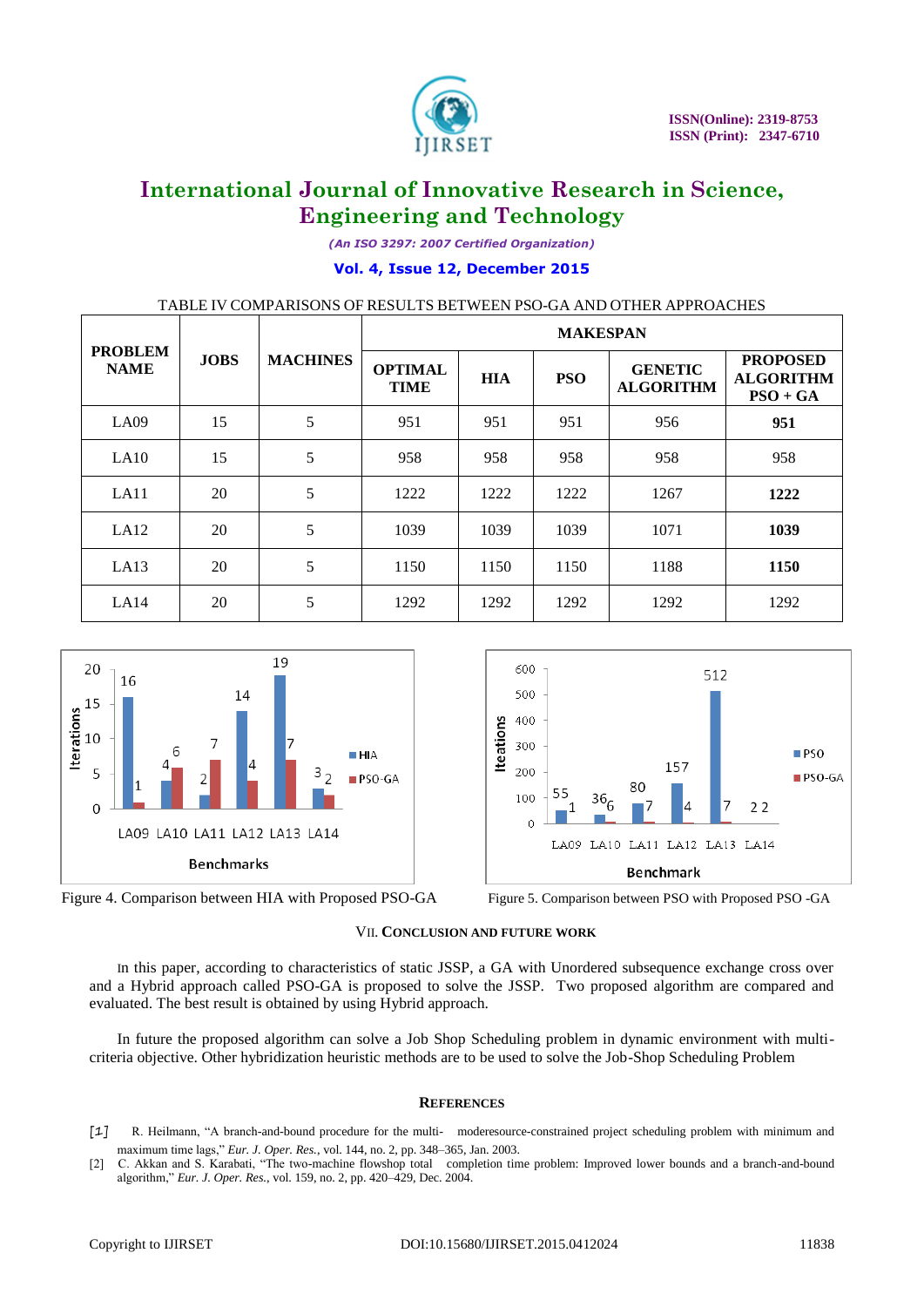TABLE IV COMPARISONS OF RESULTS BETWEEN PSO-GA AND OTHER APPROACHES

| PROBLEM NAME | JOBS | MACHINES | MAKESPAN | | | | |
|---|---|---|---|---|---|---|---|
| | | | OPTIMAL TIME | HIA | PSO | GENETIC ALGORITHM | PROPOSED ALGORITHM PSO + GA |
| LA09 | 15 | 5 | 951 | 951 | 951 | 956 | **951** |
| LA10 | 15 | 5 | 958 | 958 | 958 | 958 | 958 |
| LA11 | 20 | 5 | 1222 | 1222 | 1222 | 1267 | **1222** |
| LA12 | 20 | 5 | 1039 | 1039 | 1039 | 1071 | **1039** |
| LA13 | 20 | 5 | 1150 | 1150 | 1150 | 1188 | **1150** |
| LA14 | 20 | 5 | 1292 | 1292 | 1292 | 1292 | 1292 |

Figure 4. Comparison between HIA with Proposed PSO-GA

Figure 5. Comparison between PSO with Proposed PSO -GA

## VII. Conclusion and Future Work

In this paper, according to characteristics of static JSSP, a GA with Unordered subsequence exchange cross over and a Hybrid approach called PSO-GA is proposed to solve the JSSP. Two proposed algorithm are compared and evaluated. The best result is obtained by using Hybrid approach.

In future the proposed algorithm can solve a Job Shop Scheduling problem in dynamic environment with multi-criteria objective. Other hybridization heuristic methods are to be used to solve the Job-Shop Scheduling Problem

## References

[1] R. Heilmann, "A branch-and-bound procedure for the multi- moderesource-constrained project scheduling problem with minimum and maximum time lags," *Eur. J. Oper. Res.*, vol. 144, no. 2, pp. 348–365, Jan. 2003.

[2] C. Akkan and S. Karabati, "The two-machine flowshop total completion time problem: Improved lower bounds and a branch-and-bound algorithm," *Eur. J. Oper. Res.*, vol. 159, no. 2, pp. 420–429, Dec. 2004.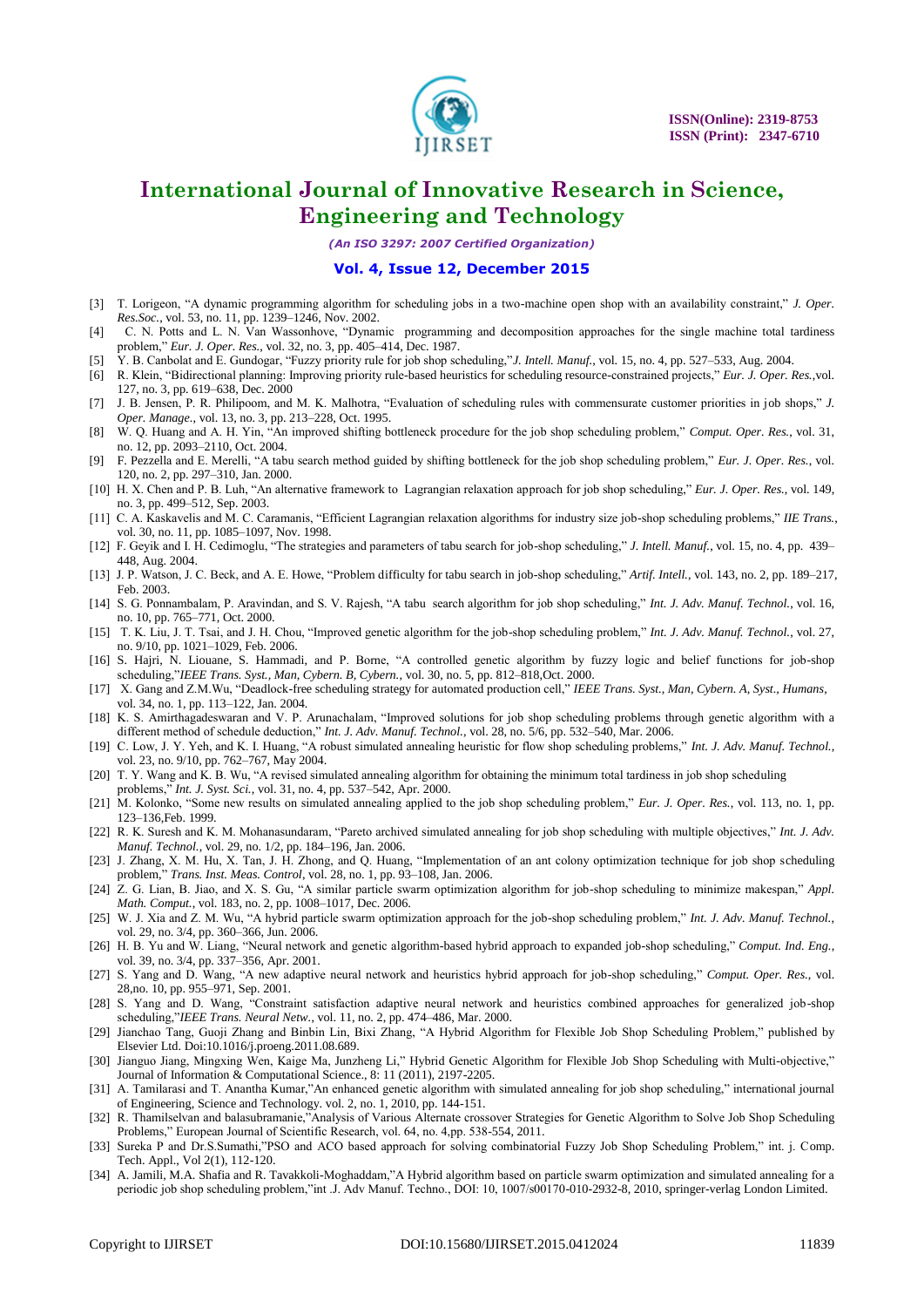[3] T. Lorigeon, "A dynamic programming algorithm for scheduling jobs in a two-machine open shop with an availability constraint," *J. Oper. Res.Soc.*, vol. 53, no. 11, pp. 1239–1246, Nov. 2002.

[4] C. N. Potts and L. N. Van Wassonhove, "Dynamic programming and decomposition approaches for the single machine total tardiness problem," *Eur. J. Oper. Res.*, vol. 32, no. 3, pp. 405–414, Dec. 1987.

[5] Y. B. Canbolat and E. Gundogar, "Fuzzy priority rule for job shop scheduling,"*J. Intell. Manuf.*, vol. 15, no. 4, pp. 527–533, Aug. 2004.

[6] R. Klein, "Bidirectional planning: Improving priority rule-based heuristics for scheduling resource-constrained projects," *Eur. J. Oper. Res.*,vol. 127, no. 3, pp. 619–638, Dec. 2000

[7] J. B. Jensen, P. R. Philipoom, and M. K. Malhotra, "Evaluation of scheduling rules with commensurate customer priorities in job shops," *J. Oper. Manage.*, vol. 13, no. 3, pp. 213–228, Oct. 1995.

[8] W. Q. Huang and A. H. Yin, "An improved shifting bottleneck procedure for the job shop scheduling problem," *Comput. Oper. Res.*, vol. 31, no. 12, pp. 2093–2110, Oct. 2004.

[9] F. Pezzella and E. Merelli, "A tabu search method guided by shifting bottleneck for the job shop scheduling problem," *Eur. J. Oper. Res.*, vol. 120, no. 2, pp. 297–310, Jan. 2000.

[10] H. X. Chen and P. B. Luh, "An alternative framework to Lagrangian relaxation approach for job shop scheduling," *Eur. J. Oper. Res.*, vol. 149, no. 3, pp. 499–512, Sep. 2003.

[11] C. A. Kaskavelis and M. C. Caramanis, "Efficient Lagrangian relaxation algorithms for industry size job-shop scheduling problems," *IIE Trans.*, vol. 30, no. 11, pp. 1085–1097, Nov. 1998.

[12] F. Geyik and I. H. Cedimoglu, "The strategies and parameters of tabu search for job-shop scheduling," *J. Intell. Manuf.*, vol. 15, no. 4, pp. 439–448, Aug. 2004.

[13] J. P. Watson, J. C. Beck, and A. E. Howe, "Problem difficulty for tabu search in job-shop scheduling," *Artif. Intell.*, vol. 143, no. 2, pp. 189–217, Feb. 2003.

[14] S. G. Ponnambalam, P. Aravindan, and S. V. Rajesh, "A tabu search algorithm for job shop scheduling," *Int. J. Adv. Manuf. Technol.*, vol. 16, no. 10, pp. 765–771, Oct. 2000.

[15] T. K. Liu, J. T. Tsai, and J. H. Chou, "Improved genetic algorithm for the job-shop scheduling problem," *Int. J. Adv. Manuf. Technol.*, vol. 27, no. 9/10, pp. 1021–1029, Feb. 2006.

[16] S. Hajri, N. Liouane, S. Hammadi, and P. Borne, "A controlled genetic algorithm by fuzzy logic and belief functions for job-shop scheduling,"*IEEE Trans. Syst., Man, Cybern. B, Cybern.*, vol. 30, no. 5, pp. 812–818,Oct. 2000.

[17] X. Gang and Z.M.Wu, "Deadlock-free scheduling strategy for automated production cell," *IEEE Trans. Syst., Man, Cybern. A, Syst., Humans*, vol. 34, no. 1, pp. 113–122, Jan. 2004.

[18] K. S. Amirthagadeswaran and V. P. Arunachalam, "Improved solutions for job shop scheduling problems through genetic algorithm with a different method of schedule deduction," *Int. J. Adv. Manuf. Technol.*, vol. 28, no. 5/6, pp. 532–540, Mar. 2006.

[19] C. Low, J. Y. Yeh, and K. I. Huang, "A robust simulated annealing heuristic for flow shop scheduling problems," *Int. J. Adv. Manuf. Technol.*, vol. 23, no. 9/10, pp. 762–767, May 2004.

[20] T. Y. Wang and K. B. Wu, "A revised simulated annealing algorithm for obtaining the minimum total tardiness in job shop scheduling problems," *Int. J. Syst. Sci.*, vol. 31, no. 4, pp. 537–542, Apr. 2000.

[21] M. Kolonko, "Some new results on simulated annealing applied to the job shop scheduling problem," *Eur. J. Oper. Res.*, vol. 113, no. 1, pp. 123–136,Feb. 1999.

[22] R. K. Suresh and K. M. Mohanasundaram, "Pareto archived simulated annealing for job shop scheduling with multiple objectives," *Int. J. Adv. Manuf. Technol.*, vol. 29, no. 1/2, pp. 184–196, Jan. 2006.

[23] J. Zhang, X. M. Hu, X. Tan, J. H. Zhong, and Q. Huang, "Implementation of an ant colony optimization technique for job shop scheduling problem," *Trans. Inst. Meas. Control*, vol. 28, no. 1, pp. 93–108, Jan. 2006.

[24] Z. G. Lian, B. Jiao, and X. S. Gu, "A similar particle swarm optimization algorithm for job-shop scheduling to minimize makespan," *Appl. Math. Comput.*, vol. 183, no. 2, pp. 1008–1017, Dec. 2006.

[25] W. J. Xia and Z. M. Wu, "A hybrid particle swarm optimization approach for the job-shop scheduling problem," *Int. J. Adv. Manuf. Technol.*, vol. 29, no. 3/4, pp. 360–366, Jun. 2006.

[26] H. B. Yu and W. Liang, "Neural network and genetic algorithm-based hybrid approach to expanded job-shop scheduling," *Comput. Ind. Eng.*, vol. 39, no. 3/4, pp. 337–356, Apr. 2001.

[27] S. Yang and D. Wang, "A new adaptive neural network and heuristics hybrid approach for job-shop scheduling," *Comput. Oper. Res.*, vol. 28,no. 10, pp. 955–971, Sep. 2001.

[28] S. Yang and D. Wang, "Constraint satisfaction adaptive neural network and heuristics combined approaches for generalized job-shop scheduling,"*IEEE Trans. Neural Netw.*, vol. 11, no. 2, pp. 474–486, Mar. 2000.

[29] Jianchao Tang, Guoji Zhang and Binbin Lin, Bixi Zhang, "A Hybrid Algorithm for Flexible Job Shop Scheduling Problem," published by Elsevier Ltd. Doi:10.1016/j.proeng.2011.08.689.

[30] Jianguo Jiang, Mingxing Wen, Kaige Ma, Junzheng Li," Hybrid Genetic Algorithm for Flexible Job Shop Scheduling with Multi-objective," Journal of Information & Computational Science., 8: 11 (2011), 2197-2205.

[31] A. Tamilarasi and T. Anantha Kumar,"An enhanced genetic algorithm with simulated annealing for job shop scheduling," international journal of Engineering, Science and Technology. vol. 2, no. 1, 2010, pp. 144-151.

[32] R. Thamilselvan and balasubramanie,"Analysis of Various Alternate crossover Strategies for Genetic Algorithm to Solve Job Shop Scheduling Problems," European Journal of Scientific Research, vol. 64, no. 4,pp. 538-554, 2011.

[33] Sureka P and Dr.S.Sumathi,"PSO and ACO based approach for solving combinatorial Fuzzy Job Shop Scheduling Problem," int. j. Comp. Tech. Appl., Vol 2(1), 112-120.

[34] A. Jamili, M.A. Shafia and R. Tavakkoli-Moghaddam,"A Hybrid algorithm based on particle swarm optimization and simulated annealing for a periodic job shop scheduling problem,"int .J. Adv Manuf. Techno., DOI: 10, 1007/s00170-010-2932-8, 2010, springer-verlag London Limited.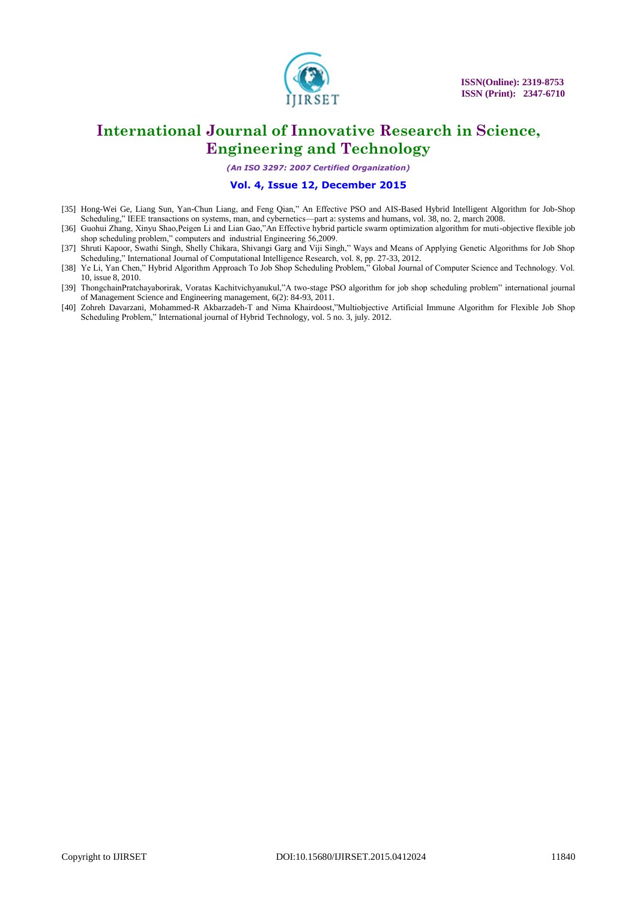[35] Hong-Wei Ge, Liang Sun, Yan-Chun Liang, and Feng Qian," An Effective PSO and AIS-Based Hybrid Intelligent Algorithm for Job-Shop Scheduling," IEEE transactions on systems, man, and cybernetics—part a: systems and humans, vol. 38, no. 2, march 2008.

[36] Guohui Zhang, Xinyu Shao,Peigen Li and Lian Gao,"An Effective hybrid particle swarm optimization algorithm for muti-objective flexible job shop scheduling problem," computers and industrial Engineering 56,2009.

[37] Shruti Kapoor, Swathi Singh, Shelly Chikara, Shivangi Garg and Viji Singh," Ways and Means of Applying Genetic Algorithms for Job Shop Scheduling," International Journal of Computational Intelligence Research, vol. 8, pp. 27-33, 2012.

[38] Ye Li, Yan Chen," Hybrid Algorithm Approach To Job Shop Scheduling Problem," Global Journal of Computer Science and Technology. Vol. 10, issue 8, 2010.

[39] ThongchainPratchayaborirak, Voratas Kachitvichyanukul,"A two-stage PSO algorithm for job shop scheduling problem" international journal of Management Science and Engineering management, 6(2): 84-93, 2011.

[40] Zohreh Davarzani, Mohammed-R Akbarzadeh-T and Nima Khairdoost,"Multiobjective Artificial Immune Algorithm for Flexible Job Shop Scheduling Problem," International journal of Hybrid Technology, vol. 5 no. 3, july. 2012.